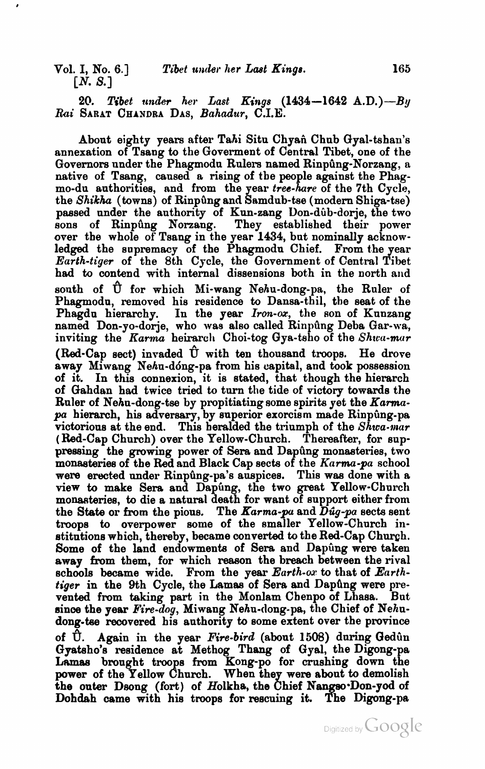20. *Tibet under her Last Kings* (1434—1642 A.D.)—*By Rai* Sarat Chandra Das, *Bahadur*, C.I.E.

About eighty years after Ta*h*i Situ Chyañ Chub Gyal-tshan's annexation of Tsang to the Goverment of Central Tibet, one of the Governors under the Phagmodu Rulers named Rinpûng-Norzang, a native of Tsang, caused a rising of the people against the Phagmo-du authorities, and from the year *tree-hare* of the 7th Cycle, the *Shikha* (towns) of Rinpûng and Samdub-tse (modern Shiga-tse) passed under the authority of Kun-zang Don-dûb-dorje, the two sons of Rinpûng Norzang. They established their power over the whole of Tsang in the year 1434, but nominally acknowledged the supremacy of the Phagmodu Chief. From the year *Earth-tiger* of the 8th Cycle, the Government of Central Tibet had to contend with internal dissensions both in the north and south of Û for which Mi-wang Ne*h*u-dong-pa, the Ruler of Phagmodu, removed his residence to Dansa-thil, the seat of the Phagdu hierarchy. In the year *Iron-ox*, the son of Kunzang named Don-yo-dorje, who was also called Rinpûng Deba Gar-wa, inviting the *Karma* heirarch Choi-tog Gya-tsho of the *Shwa-mar* (Red-Cap sect) invaded Û with ten thousand troops. He drove away Miwang Ne*h*u-dóng-pa from his capital, and took possession of it. In this connexion, it is stated, that though the hierarch of Gahdan had twice tried to turn the tide of victory towards the Ruler of Ne*h*u-dong-tse by propitiating some spirits yet the *Karma-pa* hierarch, his adversary, by superior exorcism made Rinpûng-pa victorious at the end. This heralded the triumph of the *Shwa-mar* (Red-Cap Church) over the Yellow-Church. Thereafter, for suppressing the growing power of Sera and Dapûng monasteries, two monasteries of the Red and Black Cap sects of the *Karma-pa* school were erected under Rinpûng-pa's auspices. This was done with a view to make Sera and Dapûng, the two great Yellow-Church monasteries, to die a natural death for want of support either from the State or from the pious. The *Karma-pa* and *Dûg-pa* sects sent troops to overpower some of the smaller Yellow-Church institutions which, thereby, became converted to the Red-Cap Church. Some of the land endowments of Sera and Dapûng were taken away from them, for which reason the breach between the rival schools became wide. From the year *Earth-ox* to that of *Earth-tiger* in the 9th Cycle, the Lamas of Sera and Dapûng were prevented from taking part in the Monlam Chenpo of Lhasa. But since the year *Fire-dog*, Miwang Ne*h*u-dong-pa, the Chief of Ne*h*u-dong-tse recovered his authority to some extent over the province of Û. Again in the year *Fire-bird* (about 1508) during Gedûn Gyatsho's residence at Methog Thang of Gyal, the Digong-pa Lamas brought troops from Kong-po for crushing down the power of the Yellow Church. When they were about to demolish the outer Dsong (fort) of *H*olkha, the Chief Nangso·Don-yod of Dohdah came with his troops for rescuing it. The Digong-pa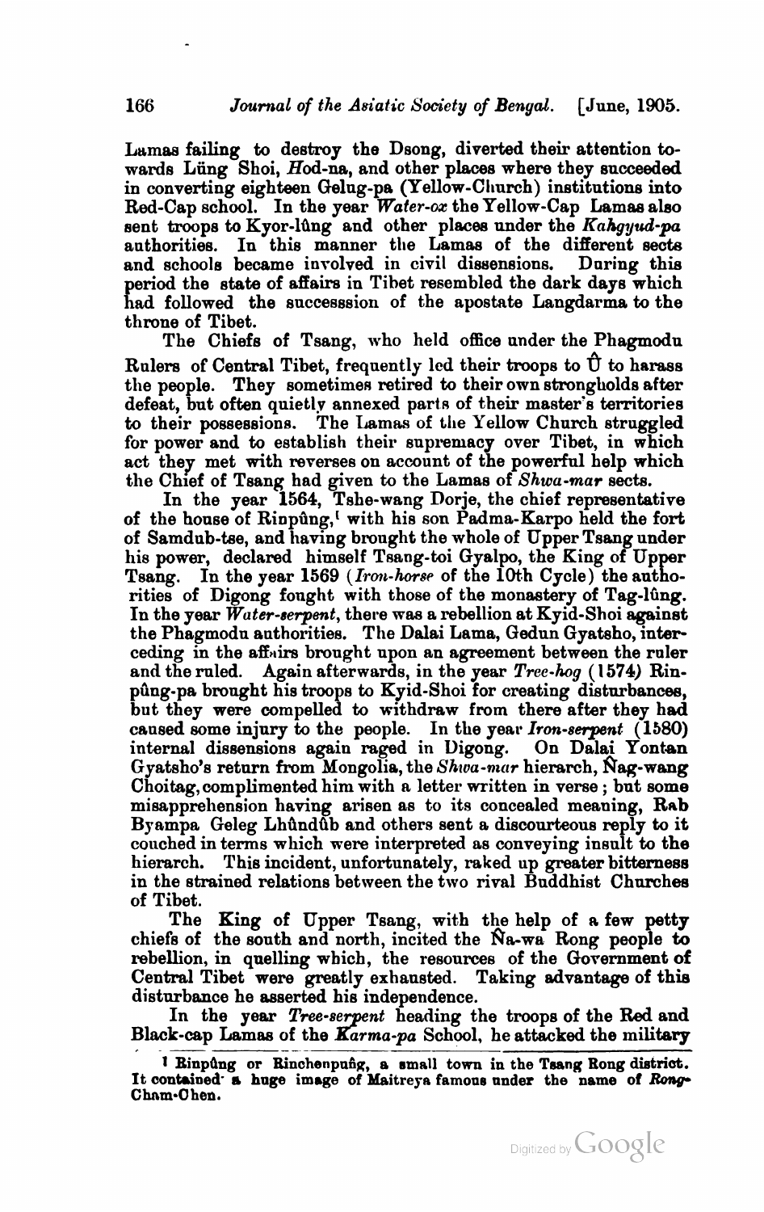Lamas failing to destroy the Dsong, diverted their attention towards Lüng Shoi, *H*od-na, and other places where they succeeded in converting eighteen Gelug-pa (Yellow-Church) institutions into Red-Cap school. In the year *Water-ox* the Yellow-Cap Lamas also sent troops to Kyor-lûng and other places under the *Kahgyud-pa* authorities. In this manner the Lamas of the different sects and schools became involved in civil dissensions. During this period the state of affairs in Tibet resembled the dark days which had followed the successsion of the apostate Langdarma to the throne of Tibet.

The Chiefs of Tsang, who held office under the Phagmodu Rulers of Central Tibet, frequently led their troops to Û to harass the people. They sometimes retired to their own strongholds after defeat, but often quietly annexed parts of their master's territories to their possessions. The Lamas of the Yellow Church struggled for power and to establish their supremacy over Tibet, in which act they met with reverses on account of the powerful help which the Chief of Tsang had given to the Lamas of *Shwa-mar* sects.

In the year 1564, Tshe-wang Dorje, the chief representative of the house of Rinpûng,[1] with his son Padma-Karpo held the fort of Samdub-tse, and having brought the whole of Upper Tsang under his power, declared himself Tsang-toi Gyalpo, the King of Upper Tsang. In the year 1569 (*Iron-horse* of the 10th Cycle) the authorities of Digong fought with those of the monastery of Tag-lûng. In the year *Water-serpent*, there was a rebellion at Kyid-Shoi against the Phagmodu authorities. The Dalai Lama, Gedun Gyatsho, interceding in the affairs brought upon an agreement between the ruler and the ruled. Again afterwards, in the year *Tree-hog* (1574) Rinpûng-pa brought his troops to Kyid-Shoi for creating disturbances, but they were compelled to withdraw from there after they had caused some injury to the people. In the year *Iron-serpent* (1580) internal dissensions again raged in Digong. On Dalai Yontan Gyatsho's return from Mongolia, the *Shwa-mar* hierarch, N̂ag-wang Choitag, complimented him with a letter written in verse; but some misapprehension having arisen as to its concealed meaning, Rab Byampa Geleg Lhûndûb and others sent a discourteous reply to it couched in terms which were interpreted as conveying insult to the hierarch. This incident, unfortunately, raked up greater bitterness in the strained relations between the two rival Buddhist Churches of Tibet.

The King of Upper Tsang, with the help of a few petty chiefs of the south and north, incited the N̂a-wa Rong people to rebellion, in quelling which, the resources of the Government of Central Tibet were greatly exhausted. Taking advantage of this disturbance he asserted his independence.

In the year *Tree-serpent* heading the troops of the Red and Black-cap Lamas of the *Karma-pa* School, he attacked the military

---

[1] Rinpûng or Rinchenpuñg, a small town in the Tsang Rong district. It contained a huge image of Maitreya famous under the name of *Rong-Cham-Chen.*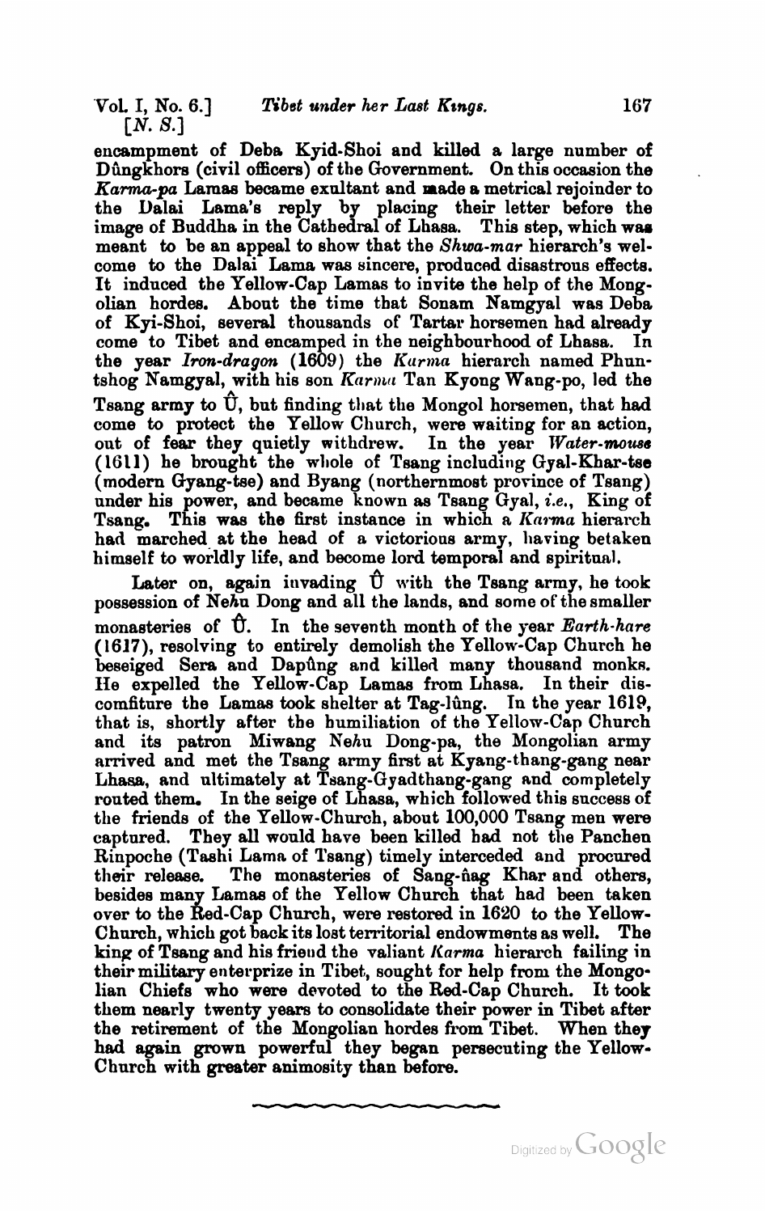encampment of Deba Kyid-Shoi and killed a large number of Dûngkhors (civil officers) of the Government. On this occasion the *Karma-pa* Lamas became exultant and made a metrical rejoinder to the Dalai Lama's reply by placing their letter before the image of Buddha in the Cathedral of Lhasa. This step, which was meant to be an appeal to show that the *Shwa-mar* hierarch's welcome to the Dalai Lama was sincere, produced disastrous effects. It induced the Yellow-Cap Lamas to invite the help of the Mongolian hordes. About the time that Sonam Namgyal was Deba of Kyi-Shoi, several thousands of Tartar horsemen had already come to Tibet and encamped in the neighbourhood of Lhasa. In the year *Iron-dragon* (1609) the *Karma* hierarch named Phuntshog Namgyal, with his son *Karma* Tan Kyong Wang-po, led the Tsang army to Û, but finding that the Mongol horsemen, that had come to protect the Yellow Church, were waiting for an action, out of fear they quietly withdrew. In the year *Water-mouse* (1611) he brought the whole of Tsang including Gyal-Khar-tse (modern Gyang-tse) and Byang (northernmost province of Tsang) under his power, and became known as Tsang Gyal, *i.e.*, King of Tsang. This was the first instance in which a *Karma* hierarch had marched at the head of a victorious army, having betaken himself to worldly life, and become lord temporal and spiritual.

Later on, again invading Û with the Tsang army, he took possession of Ne*h*u Dong and all the lands, and some of the smaller monasteries of Û. In the seventh month of the year *Earth-hare* (1617), resolving to entirely demolish the Yellow-Cap Church he beseiged Sera and Dapûng and killed many thousand monks. He expelled the Yellow-Cap Lamas from Lhasa. In their discomfiture the Lamas took shelter at Tag-lûng. In the year 1619, that is, shortly after the humiliation of the Yellow-Cap Church and its patron Miwang Ne*h*u Dong-pa, the Mongolian army arrived and met the Tsang army first at Kyang-thang-gang near Lhasa, and ultimately at Tsang-Gyadthang-gang and completely routed them. In the seige of Lhasa, which followed this success of the friends of the Yellow-Church, about 100,000 Tsang men were captured. They all would have been killed had not the Panchen Rinpoche (Tashi Lama of Tsang) timely interceded and procured their release. The monasteries of Sang-ñag Khar and others, besides many Lamas of the Yellow Church that had been taken over to the Red-Cap Church, were restored in 1620 to the Yellow-Church, which got back its lost territorial endowments as well. The king of Tsang and his friend the valiant *Karma* hierarch failing in their military enterprize in Tibet, sought for help from the Mongolian Chiefs who were devoted to the Red-Cap Church. It took them nearly twenty years to consolidate their power in Tibet after the retirement of the Mongolian hordes from Tibet. When they had again grown powerful they began persecuting the Yellow-Church with greater animosity than before.